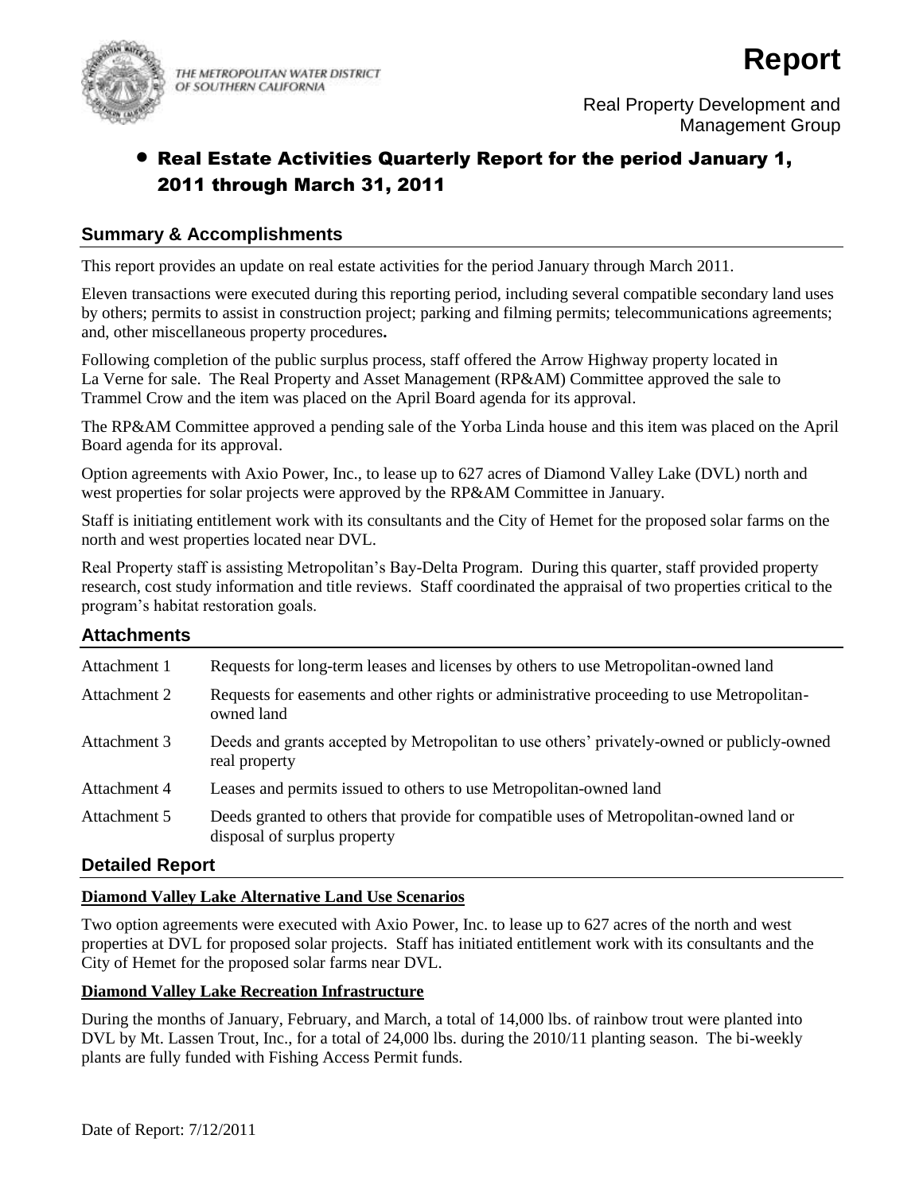THE METROPOLITAN WATER DISTRICT OF SOUTHERN CALIFORNIA

# Report

Real Property Development and Management Group

## • Real Estate Activities Quarterly Report for the period January 1, 2011 through March 31, 2011

### Summary & Accomplishments

This report provides an update on real estate activities for the period January through March 2011.

Eleven transactions were executed during this reporting period, including several compatible secondary land uses by others; permits to assist in construction project; parking and filming permits; telecommunications agreements; and, other miscellaneous property procedures**.**

Following completion of the public surplus process, staff offered the Arrow Highway property located in La Verne for sale. The Real Property and Asset Management (RP&AM) Committee approved the sale to Trammel Crow and the item was placed on the April Board agenda for its approval.

The RP&AM Committee approved a pending sale of the Yorba Linda house and this item was placed on the April Board agenda for its approval.

Option agreements with Axio Power, Inc., to lease up to 627 acres of Diamond Valley Lake (DVL) north and west properties for solar projects were approved by the RP&AM Committee in January.

Staff is initiating entitlement work with its consultants and the City of Hemet for the proposed solar farms on the north and west properties located near DVL.

Real Property staff is assisting Metropolitan's Bay-Delta Program. During this quarter, staff provided property research, cost study information and title reviews. Staff coordinated the appraisal of two properties critical to the program's habitat restoration goals.

### Attachments

| | |
|---|---|
| Attachment 1 | Requests for long-term leases and licenses by others to use Metropolitan-owned land |
| Attachment 2 | Requests for easements and other rights or administrative proceeding to use Metropolitan-owned land |
| Attachment 3 | Deeds and grants accepted by Metropolitan to use others' privately-owned or publicly-owned real property |
| Attachment 4 | Leases and permits issued to others to use Metropolitan-owned land |
| Attachment 5 | Deeds granted to others that provide for compatible uses of Metropolitan-owned land or disposal of surplus property |

### Detailed Report

**Diamond Valley Lake Alternative Land Use Scenarios**

Two option agreements were executed with Axio Power, Inc. to lease up to 627 acres of the north and west properties at DVL for proposed solar projects. Staff has initiated entitlement work with its consultants and the City of Hemet for the proposed solar farms near DVL.

**Diamond Valley Lake Recreation Infrastructure**

During the months of January, February, and March, a total of 14,000 lbs. of rainbow trout were planted into DVL by Mt. Lassen Trout, Inc., for a total of 24,000 lbs. during the 2010/11 planting season. The bi-weekly plants are fully funded with Fishing Access Permit funds.

Date of Report: 7/12/2011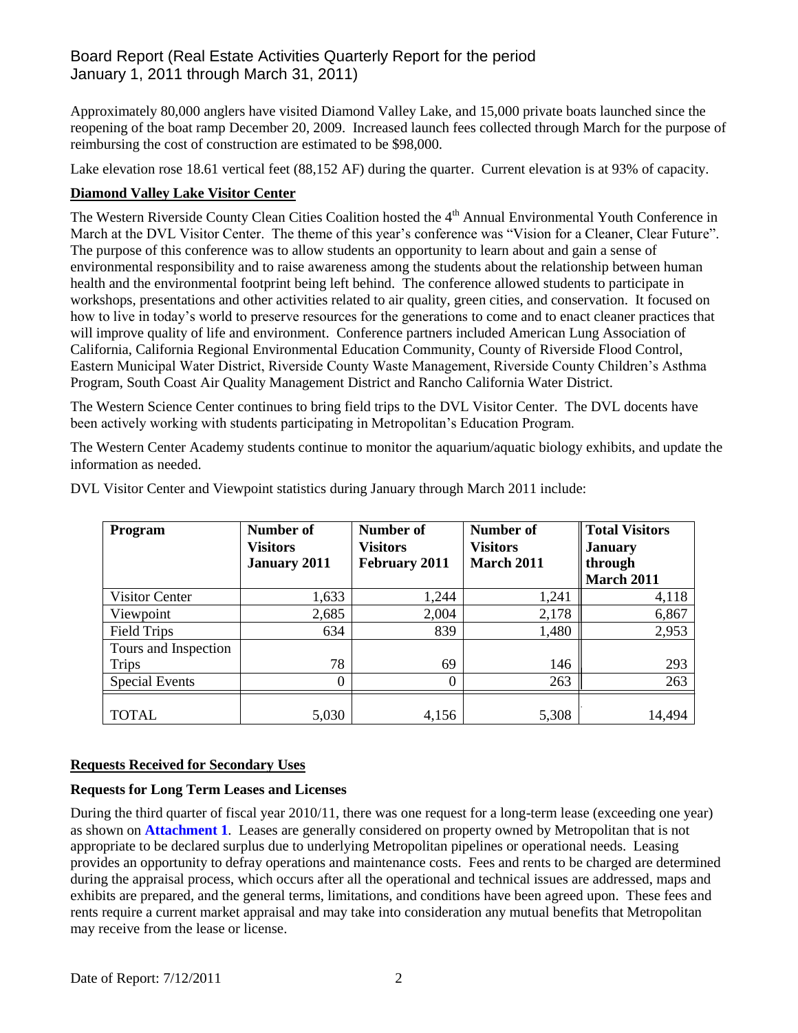Approximately 80,000 anglers have visited Diamond Valley Lake, and 15,000 private boats launched since the reopening of the boat ramp December 20, 2009. Increased launch fees collected through March for the purpose of reimbursing the cost of construction are estimated to be $98,000.

Lake elevation rose 18.61 vertical feet (88,152 AF) during the quarter. Current elevation is at 93% of capacity.

**Diamond Valley Lake Visitor Center**

The Western Riverside County Clean Cities Coalition hosted the 4th Annual Environmental Youth Conference in March at the DVL Visitor Center. The theme of this year's conference was "Vision for a Cleaner, Clear Future". The purpose of this conference was to allow students an opportunity to learn about and gain a sense of environmental responsibility and to raise awareness among the students about the relationship between human health and the environmental footprint being left behind. The conference allowed students to participate in workshops, presentations and other activities related to air quality, green cities, and conservation. It focused on how to live in today's world to preserve resources for the generations to come and to enact cleaner practices that will improve quality of life and environment. Conference partners included American Lung Association of California, California Regional Environmental Education Community, County of Riverside Flood Control, Eastern Municipal Water District, Riverside County Waste Management, Riverside County Children's Asthma Program, South Coast Air Quality Management District and Rancho California Water District.

The Western Science Center continues to bring field trips to the DVL Visitor Center. The DVL docents have been actively working with students participating in Metropolitan's Education Program.

The Western Center Academy students continue to monitor the aquarium/aquatic biology exhibits, and update the information as needed.

DVL Visitor Center and Viewpoint statistics during January through March 2011 include:

| Program | Number of Visitors January 2011 | Number of Visitors February 2011 | Number of Visitors March 2011 | Total Visitors January through March 2011 |
|---|---|---|---|---|
| Visitor Center | 1,633 | 1,244 | 1,241 | 4,118 |
| Viewpoint | 2,685 | 2,004 | 2,178 | 6,867 |
| Field Trips | 634 | 839 | 1,480 | 2,953 |
| Tours and Inspection Trips | 78 | 69 | 146 | 293 |
| Special Events | 0 | 0 | 263 | 263 |
| TOTAL | 5,030 | 4,156 | 5,308 | 14,494 |

**Requests Received for Secondary Uses**

**Requests for Long Term Leases and Licenses**

During the third quarter of fiscal year 2010/11, there was one request for a long-term lease (exceeding one year) as shown on **Attachment 1**. Leases are generally considered on property owned by Metropolitan that is not appropriate to be declared surplus due to underlying Metropolitan pipelines or operational needs. Leasing provides an opportunity to defray operations and maintenance costs. Fees and rents to be charged are determined during the appraisal process, which occurs after all the operational and technical issues are addressed, maps and exhibits are prepared, and the general terms, limitations, and conditions have been agreed upon. These fees and rents require a current market appraisal and may take into consideration any mutual benefits that Metropolitan may receive from the lease or license.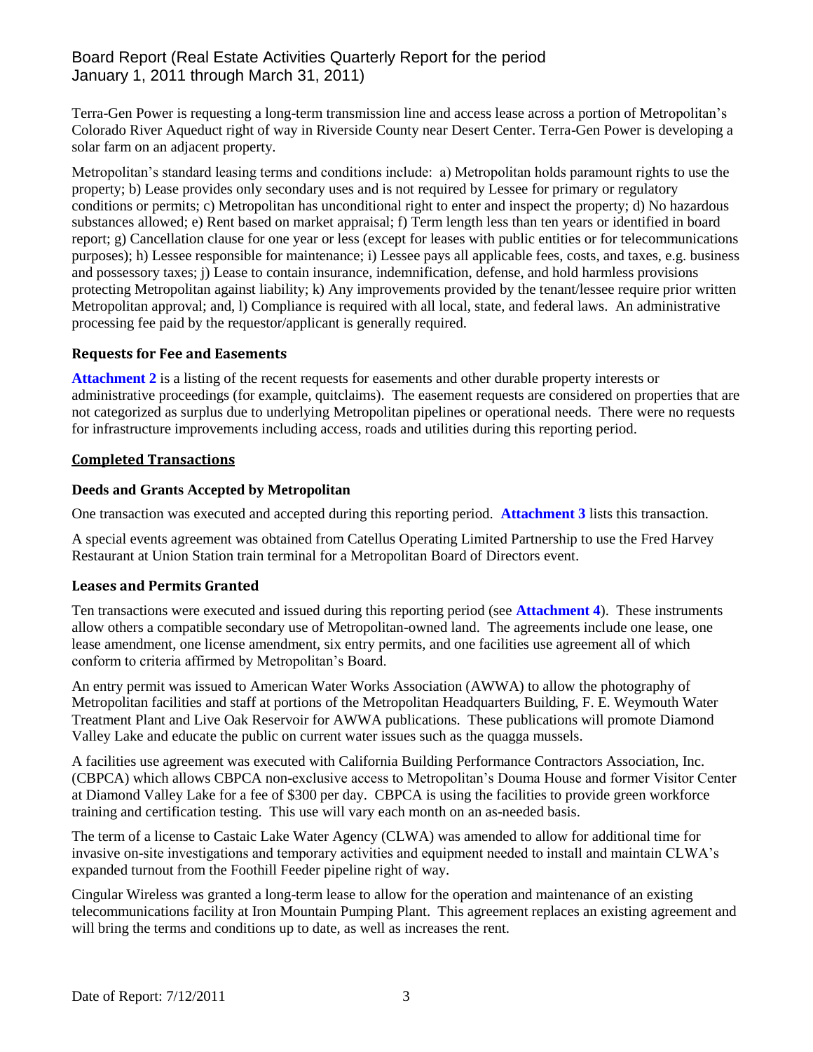Terra-Gen Power is requesting a long-term transmission line and access lease across a portion of Metropolitan's Colorado River Aqueduct right of way in Riverside County near Desert Center. Terra-Gen Power is developing a solar farm on an adjacent property.

Metropolitan's standard leasing terms and conditions include: a) Metropolitan holds paramount rights to use the property; b) Lease provides only secondary uses and is not required by Lessee for primary or regulatory conditions or permits; c) Metropolitan has unconditional right to enter and inspect the property; d) No hazardous substances allowed; e) Rent based on market appraisal; f) Term length less than ten years or identified in board report; g) Cancellation clause for one year or less (except for leases with public entities or for telecommunications purposes); h) Lessee responsible for maintenance; i) Lessee pays all applicable fees, costs, and taxes, e.g. business and possessory taxes; j) Lease to contain insurance, indemnification, defense, and hold harmless provisions protecting Metropolitan against liability; k) Any improvements provided by the tenant/lessee require prior written Metropolitan approval; and, l) Compliance is required with all local, state, and federal laws. An administrative processing fee paid by the requestor/applicant is generally required.

### Requests for Fee and Easements

**Attachment 2** is a listing of the recent requests for easements and other durable property interests or administrative proceedings (for example, quitclaims). The easement requests are considered on properties that are not categorized as surplus due to underlying Metropolitan pipelines or operational needs. There were no requests for infrastructure improvements including access, roads and utilities during this reporting period.

## Completed Transactions

### Deeds and Grants Accepted by Metropolitan

One transaction was executed and accepted during this reporting period. **Attachment 3** lists this transaction.

A special events agreement was obtained from Catellus Operating Limited Partnership to use the Fred Harvey Restaurant at Union Station train terminal for a Metropolitan Board of Directors event.

### Leases and Permits Granted

Ten transactions were executed and issued during this reporting period (see **Attachment 4**). These instruments allow others a compatible secondary use of Metropolitan-owned land. The agreements include one lease, one lease amendment, one license amendment, six entry permits, and one facilities use agreement all of which conform to criteria affirmed by Metropolitan's Board.

An entry permit was issued to American Water Works Association (AWWA) to allow the photography of Metropolitan facilities and staff at portions of the Metropolitan Headquarters Building, F. E. Weymouth Water Treatment Plant and Live Oak Reservoir for AWWA publications. These publications will promote Diamond Valley Lake and educate the public on current water issues such as the quagga mussels.

A facilities use agreement was executed with California Building Performance Contractors Association, Inc. (CBPCA) which allows CBPCA non-exclusive access to Metropolitan's Douma House and former Visitor Center at Diamond Valley Lake for a fee of $300 per day. CBPCA is using the facilities to provide green workforce training and certification testing. This use will vary each month on an as-needed basis.

The term of a license to Castaic Lake Water Agency (CLWA) was amended to allow for additional time for invasive on-site investigations and temporary activities and equipment needed to install and maintain CLWA's expanded turnout from the Foothill Feeder pipeline right of way.

Cingular Wireless was granted a long-term lease to allow for the operation and maintenance of an existing telecommunications facility at Iron Mountain Pumping Plant. This agreement replaces an existing agreement and will bring the terms and conditions up to date, as well as increases the rent.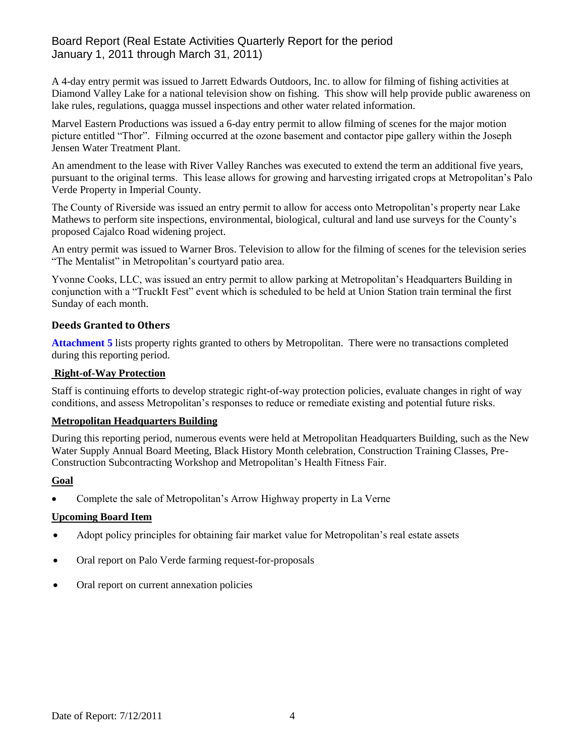A 4-day entry permit was issued to Jarrett Edwards Outdoors, Inc. to allow for filming of fishing activities at Diamond Valley Lake for a national television show on fishing. This show will help provide public awareness on lake rules, regulations, quagga mussel inspections and other water related information.

Marvel Eastern Productions was issued a 6-day entry permit to allow filming of scenes for the major motion picture entitled "Thor". Filming occurred at the ozone basement and contactor pipe gallery within the Joseph Jensen Water Treatment Plant.

An amendment to the lease with River Valley Ranches was executed to extend the term an additional five years, pursuant to the original terms. This lease allows for growing and harvesting irrigated crops at Metropolitan's Palo Verde Property in Imperial County.

The County of Riverside was issued an entry permit to allow for access onto Metropolitan's property near Lake Mathews to perform site inspections, environmental, biological, cultural and land use surveys for the County's proposed Cajalco Road widening project.

An entry permit was issued to Warner Bros. Television to allow for the filming of scenes for the television series "The Mentalist" in Metropolitan's courtyard patio area.

Yvonne Cooks, LLC, was issued an entry permit to allow parking at Metropolitan's Headquarters Building in conjunction with a "TruckIt Fest" event which is scheduled to be held at Union Station train terminal the first Sunday of each month.

### Deeds Granted to Others

**Attachment 5** lists property rights granted to others by Metropolitan. There were no transactions completed during this reporting period.

### Right-of-Way Protection

Staff is continuing efforts to develop strategic right-of-way protection policies, evaluate changes in right of way conditions, and assess Metropolitan's responses to reduce or remediate existing and potential future risks.

### Metropolitan Headquarters Building

During this reporting period, numerous events were held at Metropolitan Headquarters Building, such as the New Water Supply Annual Board Meeting, Black History Month celebration, Construction Training Classes, Pre-Construction Subcontracting Workshop and Metropolitan's Health Fitness Fair.

### Goal

- Complete the sale of Metropolitan's Arrow Highway property in La Verne

### Upcoming Board Item

- Adopt policy principles for obtaining fair market value for Metropolitan's real estate assets
- Oral report on Palo Verde farming request-for-proposals
- Oral report on current annexation policies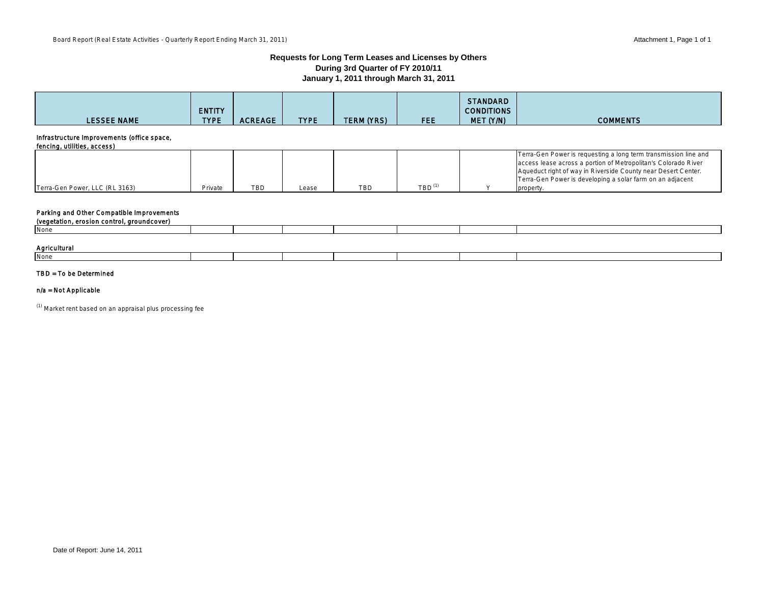## Requests for Long Term Leases and Licenses by Others
## During 3rd Quarter of FY 2010/11
## January 1, 2011 through March 31, 2011

| LESSEE NAME | ENTITY TYPE | ACREAGE | TYPE | TERM (YRS) | FEE | STANDARD CONDITIONS MET (Y/N) | COMMENTS |
|---|---|---|---|---|---|---|---|
| **Infrastructure Improvements (office space, fencing, utilities, access)** | | | | | | | |
| Terra-Gen Power, LLC (RL 3163) | Private | TBD | Lease | TBD | TBD [1] | Y | Terra-Gen Power is requesting a long term transmission line and access lease across a portion of Metropolitan's Colorado River Aqueduct right of way in Riverside County near Desert Center. Terra-Gen Power is developing a solar farm on an adjacent property. |
| **Parking and Other Compatible Improvements (vegetation, erosion control, groundcover)** | | | | | | | |
| None | | | | | | | |
| **Agricultural** | | | | | | | |
| None | | | | | | | |

TBD = To be Determined

n/a = Not Applicable

[1] Market rent based on an appraisal plus processing fee

Date of Report: June 14, 2011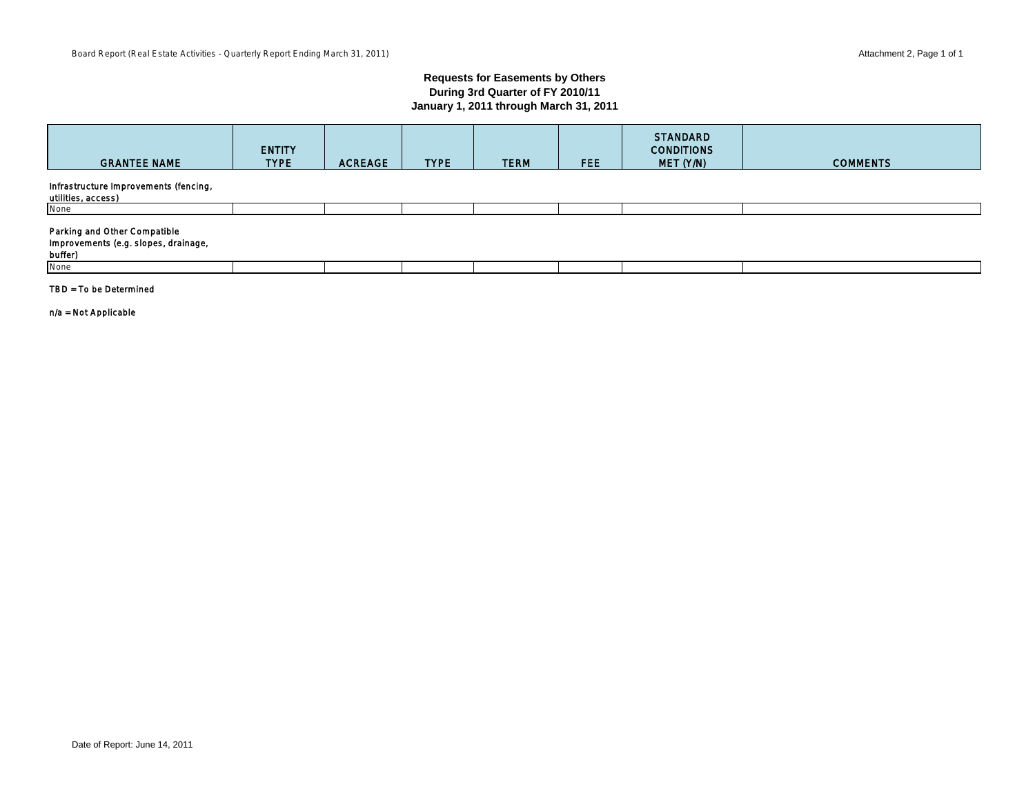## Requests for Easements by Others
## During 3rd Quarter of FY 2010/11
## January 1, 2011 through March 31, 2011

| GRANTEE NAME | ENTITY TYPE | ACREAGE | TYPE | TERM | FEE | STANDARD CONDITIONS MET (Y/N) | COMMENTS |
|---|---|---|---|---|---|---|---|
| **Infrastructure Improvements (fencing, utilities, access)** | | | | | | | |
| None | | | | | | | |
| **Parking and Other Compatible Improvements (e.g. slopes, drainage, buffer)** | | | | | | | |
| None | | | | | | | |

TBD = To be Determined

n/a = Not Applicable

Date of Report: June 14, 2011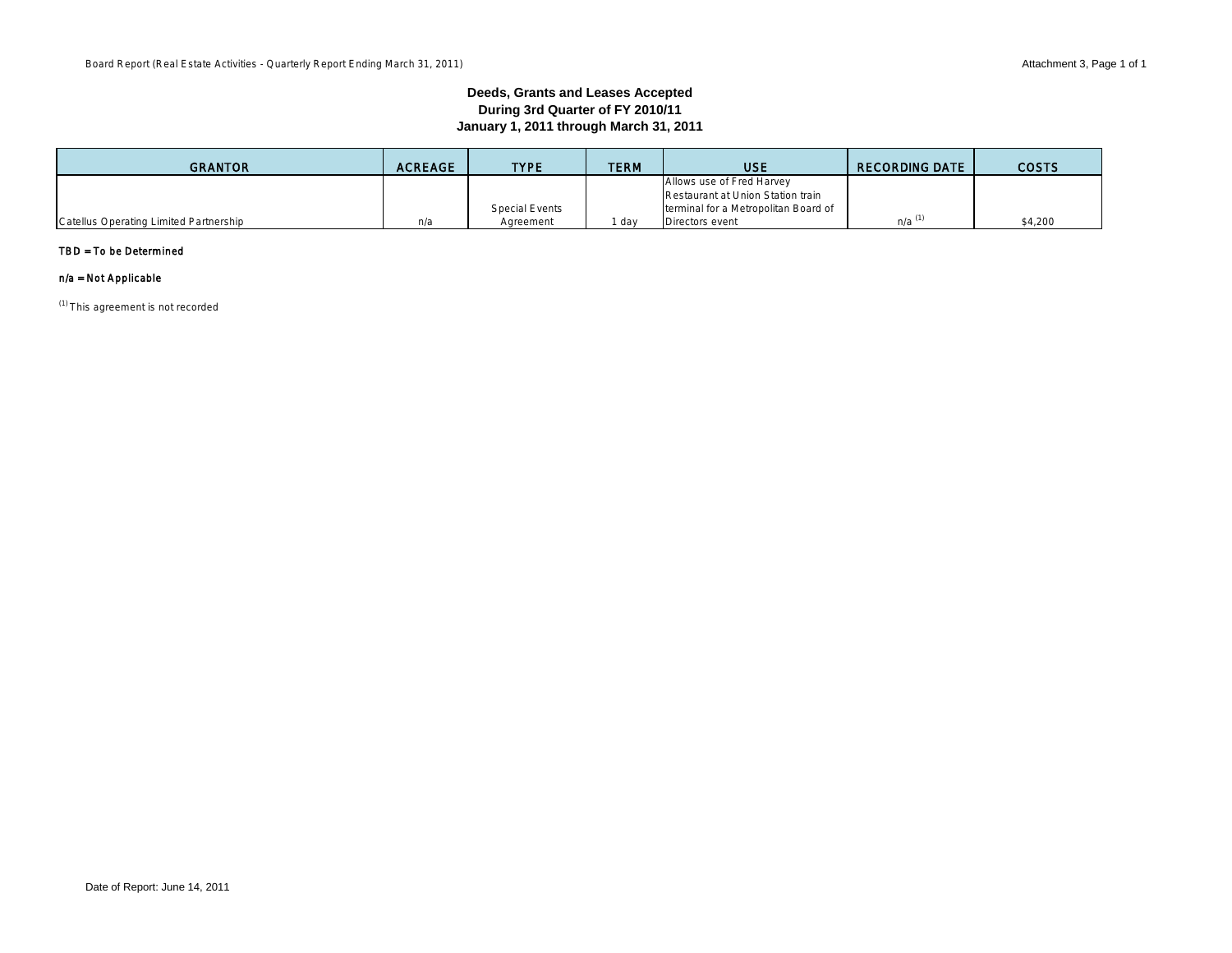Board Report (Real Estate Activities - Quarterly Report Ending March 31, 2011)

Attachment 3, Page 1 of 1

### Deeds, Grants and Leases Accepted
### During 3rd Quarter of FY 2010/11
### January 1, 2011 through March 31, 2011

| GRANTOR | ACREAGE | TYPE | TERM | USE | RECORDING DATE | COSTS |
|---|---|---|---|---|---|---|
| Catellus Operating Limited Partnership | n/a | Special Events Agreement | 1 day | Allows use of Fred Harvey Restaurant at Union Station train terminal for a Metropolitan Board of Directors event | n/a [1] | $4,200 |

TBD = To be Determined

n/a = Not Applicable

[1] This agreement is not recorded

Date of Report: June 14, 2011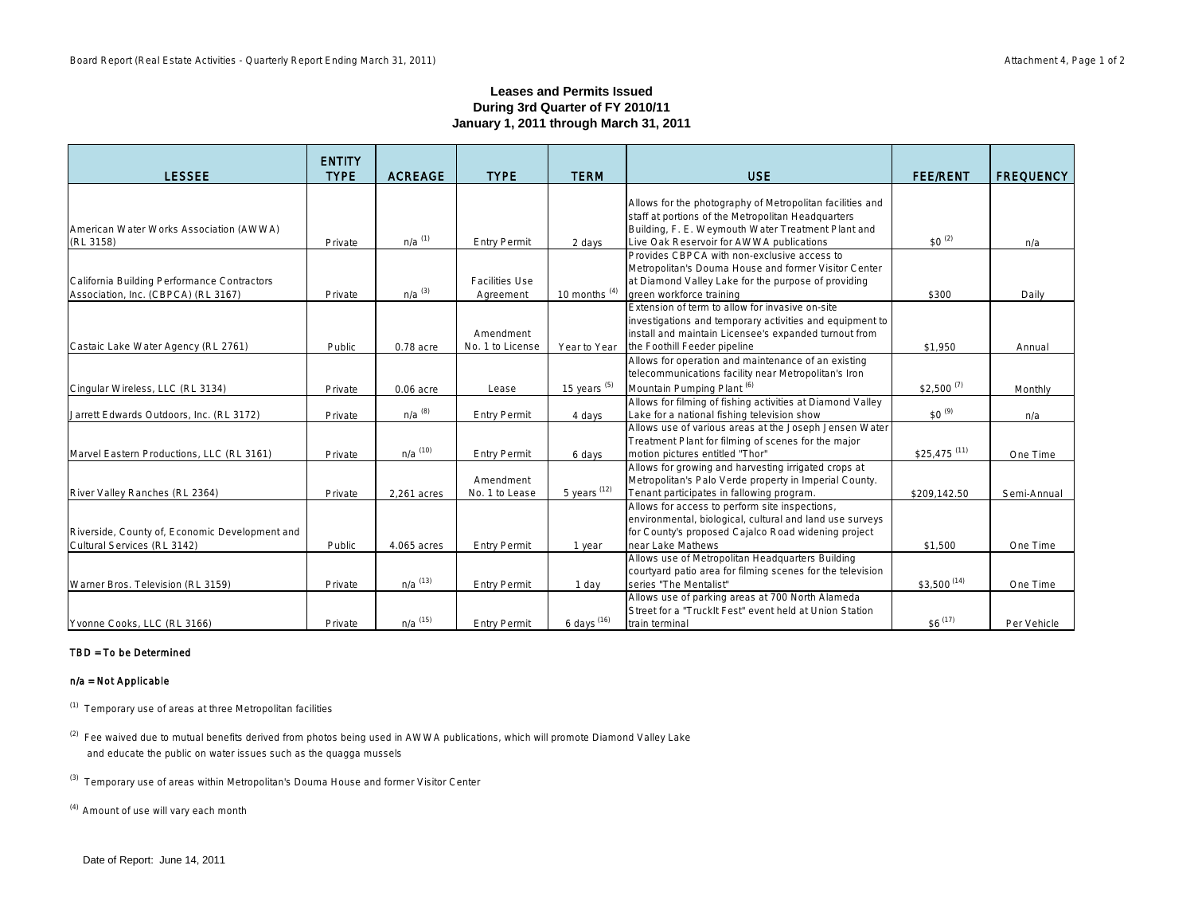### Leases and Permits Issued
### During 3rd Quarter of FY 2010/11
### January 1, 2011 through March 31, 2011

| LESSEE | ENTITY TYPE | ACREAGE | TYPE | TERM | USE | FEE/RENT | FREQUENCY |
|---|---|---|---|---|---|---|---|
| American Water Works Association (AWWA) (RL 3158) | Private | n/a [1] | Entry Permit | 2 days | Allows for the photography of Metropolitan facilities and staff at portions of the Metropolitan Headquarters Building, F. E. Weymouth Water Treatment Plant and Live Oak Reservoir for AWWA publications | $0 [2] | n/a |
| California Building Performance Contractors Association, Inc. (CBPCA) (RL 3167) | Private | n/a [3] | Facilities Use Agreement | 10 months [4] | Provides CBPCA with non-exclusive access to Metropolitan's Douma House and former Visitor Center at Diamond Valley Lake for the purpose of providing green workforce training | $300 | Daily |
| Castaic Lake Water Agency (RL 2761) | Public | 0.78 acre | Amendment No. 1 to License | Year to Year | Extension of term to allow for invasive on-site investigations and temporary activities and equipment to install and maintain Licensee's expanded turnout from the Foothill Feeder pipeline | $1,950 | Annual |
| Cingular Wireless, LLC (RL 3134) | Private | 0.06 acre | Lease | 15 years [5] | Allows for operation and maintenance of an existing telecommunications facility near Metropolitan's Iron Mountain Pumping Plant [6] | $2,500 [7] | Monthly |
| Jarrett Edwards Outdoors, Inc. (RL 3172) | Private | n/a [8] | Entry Permit | 4 days | Allows for filming of fishing activities at Diamond Valley Lake for a national fishing television show | $0 [9] | n/a |
| Marvel Eastern Productions, LLC (RL 3161) | Private | n/a [10] | Entry Permit | 6 days | Allows use of various areas at the Joseph Jensen Water Treatment Plant for filming of scenes for the major motion pictures entitled "Thor" | $25,475 [11] | One Time |
| River Valley Ranches (RL 2364) | Private | 2,261 acres | Amendment No. 1 to Lease | 5 years [12] | Allows for growing and harvesting irrigated crops at Metropolitan's Palo Verde property in Imperial County. Tenant participates in fallowing program. | $209,142.50 | Semi-Annual |
| Riverside, County of, Economic Development and Cultural Services (RL 3142) | Public | 4.065 acres | Entry Permit | 1 year | Allows for access to perform site inspections, environmental, biological, cultural and land use surveys for County's proposed Cajalco Road widening project near Lake Mathews | $1,500 | One Time |
| Warner Bros. Television (RL 3159) | Private | n/a [13] | Entry Permit | 1 day | Allows use of Metropolitan Headquarters Building courtyard patio area for filming scenes for the television series "The Mentalist" | $3,500 [14] | One Time |
| Yvonne Cooks, LLC (RL 3166) | Private | n/a [15] | Entry Permit | 6 days [16] | Allows use of parking areas at 700 North Alameda Street for a "TruckIt Fest" event held at Union Station train terminal | $6 [17] | Per Vehicle |

TBD = To be Determined

n/a = Not Applicable

[1] Temporary use of areas at three Metropolitan facilities

[2] Fee waived due to mutual benefits derived from photos being used in AWWA publications, which will promote Diamond Valley Lake and educate the public on water issues such as the quagga mussels

[3] Temporary use of areas within Metropolitan's Douma House and former Visitor Center

[4] Amount of use will vary each month

Date of Report: June 14, 2011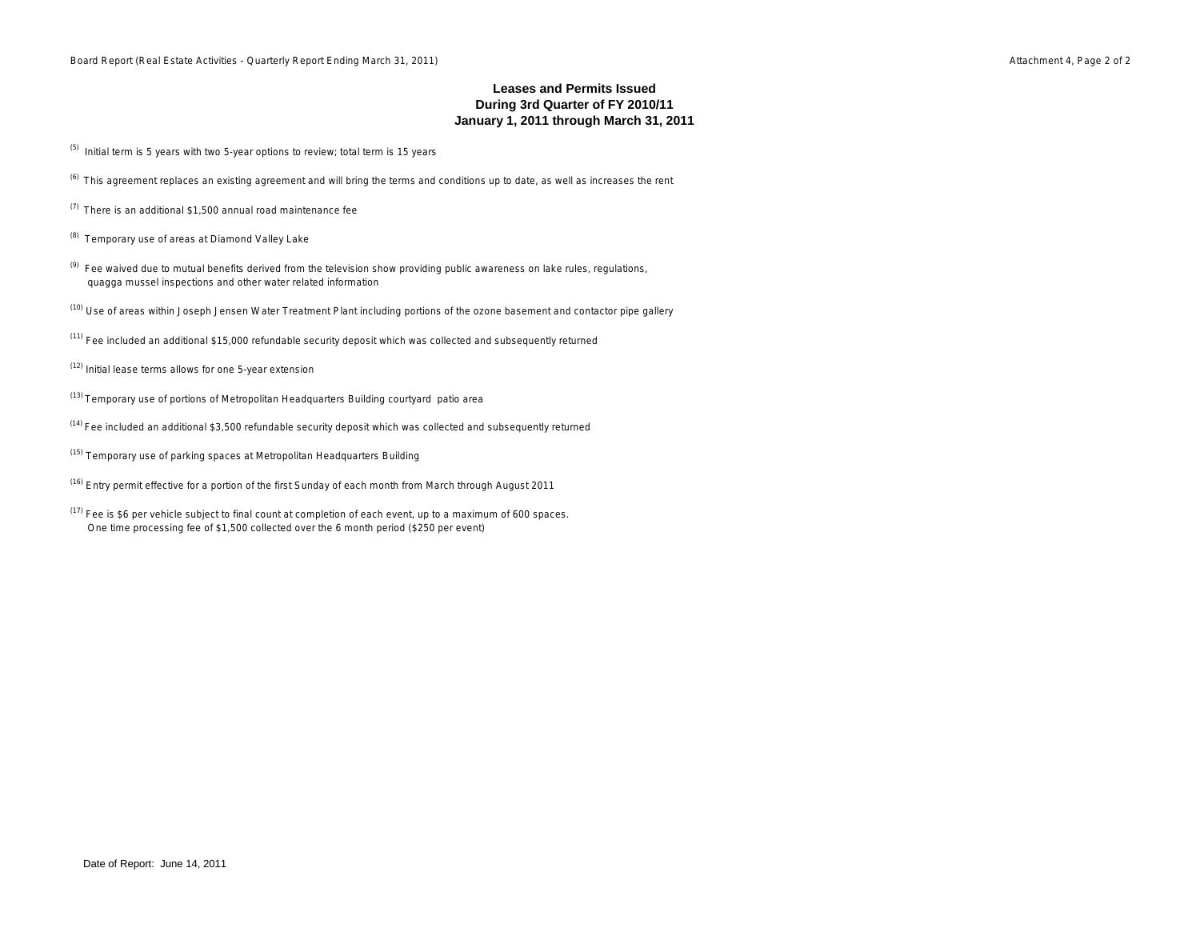## Leases and Permits Issued
## During 3rd Quarter of FY 2010/11
## January 1, 2011 through March 31, 2011

(5) Initial term is 5 years with two 5-year options to review; total term is 15 years

(6) This agreement replaces an existing agreement and will bring the terms and conditions up to date, as well as increases the rent

(7) There is an additional $1,500 annual road maintenance fee

(8) Temporary use of areas at Diamond Valley Lake

(9) Fee waived due to mutual benefits derived from the television show providing public awareness on lake rules, regulations, quagga mussel inspections and other water related information

(10) Use of areas within Joseph Jensen Water Treatment Plant including portions of the ozone basement and contactor pipe gallery

(11) Fee included an additional $15,000 refundable security deposit which was collected and subsequently returned

(12) Initial lease terms allows for one 5-year extension

(13) Temporary use of portions of Metropolitan Headquarters Building courtyard patio area

(14) Fee included an additional $3,500 refundable security deposit which was collected and subsequently returned

(15) Temporary use of parking spaces at Metropolitan Headquarters Building

(16) Entry permit effective for a portion of the first Sunday of each month from March through August 2011

(17) Fee is $6 per vehicle subject to final count at completion of each event, up to a maximum of 600 spaces. One time processing fee of $1,500 collected over the 6 month period ($250 per event)

Date of Report: June 14, 2011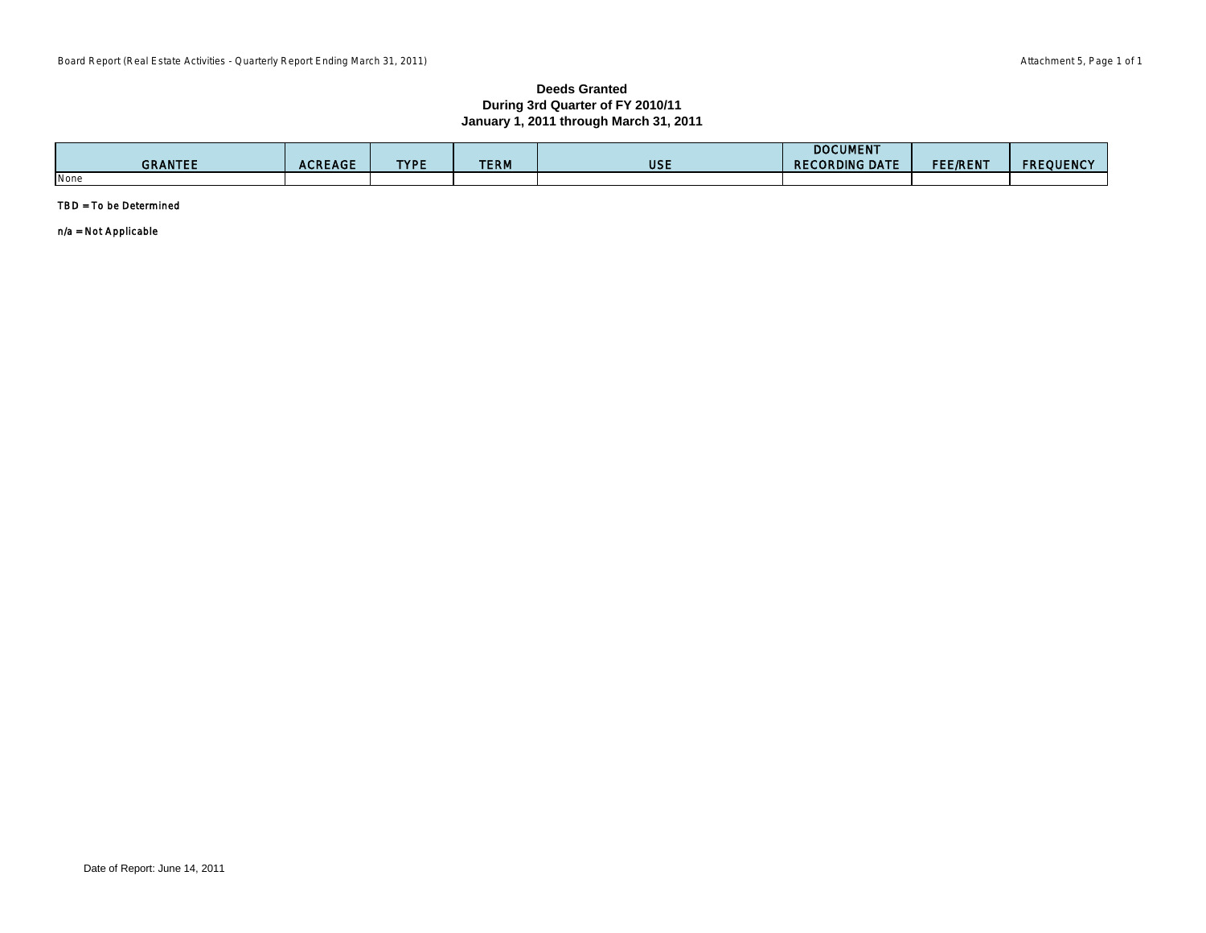**Deeds Granted**
**During 3rd Quarter of FY 2010/11**
**January 1, 2011 through March 31, 2011**

| GRANTEE | ACREAGE | TYPE | TERM | USE | DOCUMENT RECORDING DATE | FEE/RENT | FREQUENCY |
|---|---|---|---|---|---|---|---|
| None | | | | | | | |

TBD = To be Determined

n/a = Not Applicable

Date of Report: June 14, 2011